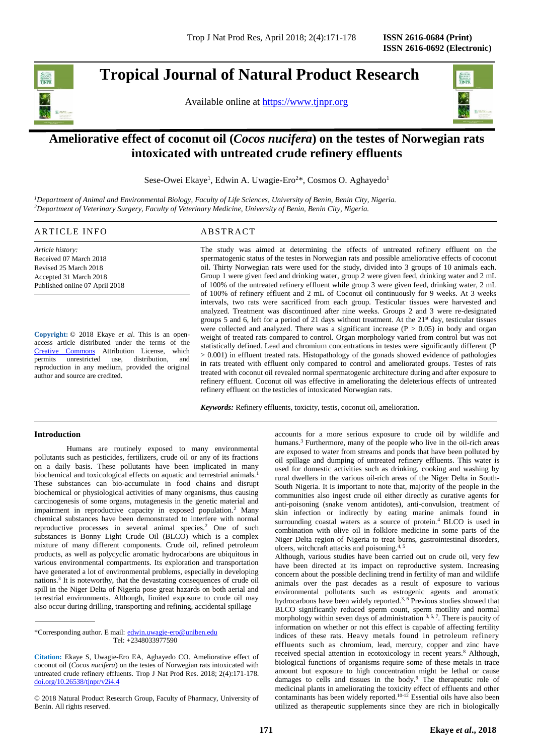# Tropical Journal of Natural Product Research

Available online at https://www.tjnpr.org

## Ameliorative effect of coconut oil (*Cocos nucifera*) on the testes of Norwegian rats intoxicated with untreated crude refinery effluents

Sese-Owei Ekaye[1], Edwin A. Uwagie-Ero[2]*, Cosmos O. Aghayedo[1]

[1]*Department of Animal and Environmental Biology, Faculty of Life Sciences, University of Benin, Benin City, Nigeria.*
[2]*Department of Veterinary Surgery, Faculty of Veterinary Medicine, University of Benin, Benin City, Nigeria.*

### ARTICLE INFO

*Article history:*
Received 07 March 2018
Revised 25 March 2018
Accepted 31 March 2018
Published online 07 April 2018

**Copyright:** © 2018 Ekaye *et al*. This is an open-access article distributed under the terms of the Creative Commons Attribution License, which permits unrestricted use, distribution, and reproduction in any medium, provided the original author and source are credited.

### ABSTRACT

The study was aimed at determining the effects of untreated refinery effluent on the spermatogenic status of the testes in Norwegian rats and possible ameliorative effects of coconut oil. Thirty Norwegian rats were used for the study, divided into 3 groups of 10 animals each. Group 1 were given feed and drinking water, group 2 were given feed, drinking water and 2 mL of 100% of the untreated refinery effluent while group 3 were given feed, drinking water, 2 mL of 100% of refinery effluent and 2 mL of Coconut oil continuously for 9 weeks. At 3 weeks intervals, two rats were sacrificed from each group. Testicular tissues were harvested and analyzed. Treatment was discontinued after nine weeks. Groups 2 and 3 were re-designated groups 5 and 6, left for a period of 21 days without treatment. At the 21st day, testicular tissues were collected and analyzed. There was a significant increase ($P > 0.05$) in body and organ weight of treated rats compared to control. Organ morphology varied from control but was not statistically defined. Lead and chromium concentrations in testes were significantly different ($P > 0.001$) in effluent treated rats. Histopathology of the gonads showed evidence of pathologies in rats treated with effluent only compared to control and ameliorated groups. Testes of rats treated with coconut oil revealed normal spermatogenic architecture during and after exposure to refinery effluent. Coconut oil was effective in ameliorating the deleterious effects of untreated refinery effluent on the testicles of intoxicated Norwegian rats.

***Keywords:*** Refinery effluents, toxicity, testis, coconut oil, amelioration.

## Introduction

Humans are routinely exposed to many environmental pollutants such as pesticides, fertilizers, crude oil or any of its fractions on a daily basis. These pollutants have been implicated in many biochemical and toxicological effects on aquatic and terrestrial animals.[1] These substances can bio-accumulate in food chains and disrupt biochemical or physiological activities of many organisms, thus causing carcinogenesis of some organs, mutagenesis in the genetic material and impairment in reproductive capacity in exposed population.[2] Many chemical substances have been demonstrated to interfere with normal reproductive processes in several animal species.[2] One of such substances is Bonny Light Crude Oil (BLCO) which is a complex mixture of many different components. Crude oil, refined petroleum products, as well as polycyclic aromatic hydrocarbons are ubiquitous in various environmental compartments. Its exploration and transportation have generated a lot of environmental problems, especially in developing nations.[3] It is noteworthy, that the devastating consequences of crude oil spill in the Niger Delta of Nigeria pose great hazards on both aerial and terrestrial environments. Although, limited exposure to crude oil may also occur during drilling, transporting and refining, accidental spillage accounts for a more serious exposure to crude oil by wildlife and humans.[3] Furthermore, many of the people who live in the oil-rich areas are exposed to water from streams and ponds that have been polluted by oil spillage and dumping of untreated refinery effluents. This water is used for domestic activities such as drinking, cooking and washing by rural dwellers in the various oil-rich areas of the Niger Delta in South-South Nigeria. It is important to note that, majority of the people in the communities also ingest crude oil either directly as curative agents for anti-poisoning (snake venom antidotes), anti-convulsion, treatment of skin infection or indirectly by eating marine animals found in surrounding coastal waters as a source of protein.[4] BLCO is used in combination with olive oil in folklore medicine in some parts of the Niger Delta region of Nigeria to treat burns, gastrointestinal disorders, ulcers, witchcraft attacks and poisoning.[4,5]

Although, various studies have been carried out on crude oil, very few have been directed at its impact on reproductive system. Increasing concern about the possible declining trend in fertility of man and wildlife animals over the past decades as a result of exposure to various environmental pollutants such as estrogenic agents and aromatic hydrocarbons have been widely reported.[3,6] Previous studies showed that BLCO significantly reduced sperm count, sperm motility and normal morphology within seven days of administration [3,5,7]. There is paucity of information on whether or not this effect is capable of affecting fertility indices of these rats. Heavy metals found in petroleum refinery effluents such as chromium, lead, mercury, copper and zinc have received special attention in ecotoxicology in recent years.[8] Although, biological functions of organisms require some of these metals in trace amount but exposure to high concentration might be lethal or cause damages to cells and tissues in the body.[9] The therapeutic role of medicinal plants in ameliorating the toxicity effect of effluents and other contaminants has been widely reported.[10-12] Essential oils have also been utilized as therapeutic supplements since they are rich in biologically

---

*Corresponding author. E mail: edwin.uwagie-ero@uniben.edu
Tel: +2348033977590

**Citation:** Ekaye S, Uwagie-Ero EA, Aghayedo CO. Ameliorative effect of coconut oil (*Cocos nucifera*) on the testes of Norwegian rats intoxicated with untreated crude refinery effluents. Trop J Nat Prod Res. 2018; 2(4):171-178. doi.org/10.26538/tjnpr/v2i4.4

© 2018 Natural Product Research Group, Faculty of Pharmacy, University of Benin. All rights reserved.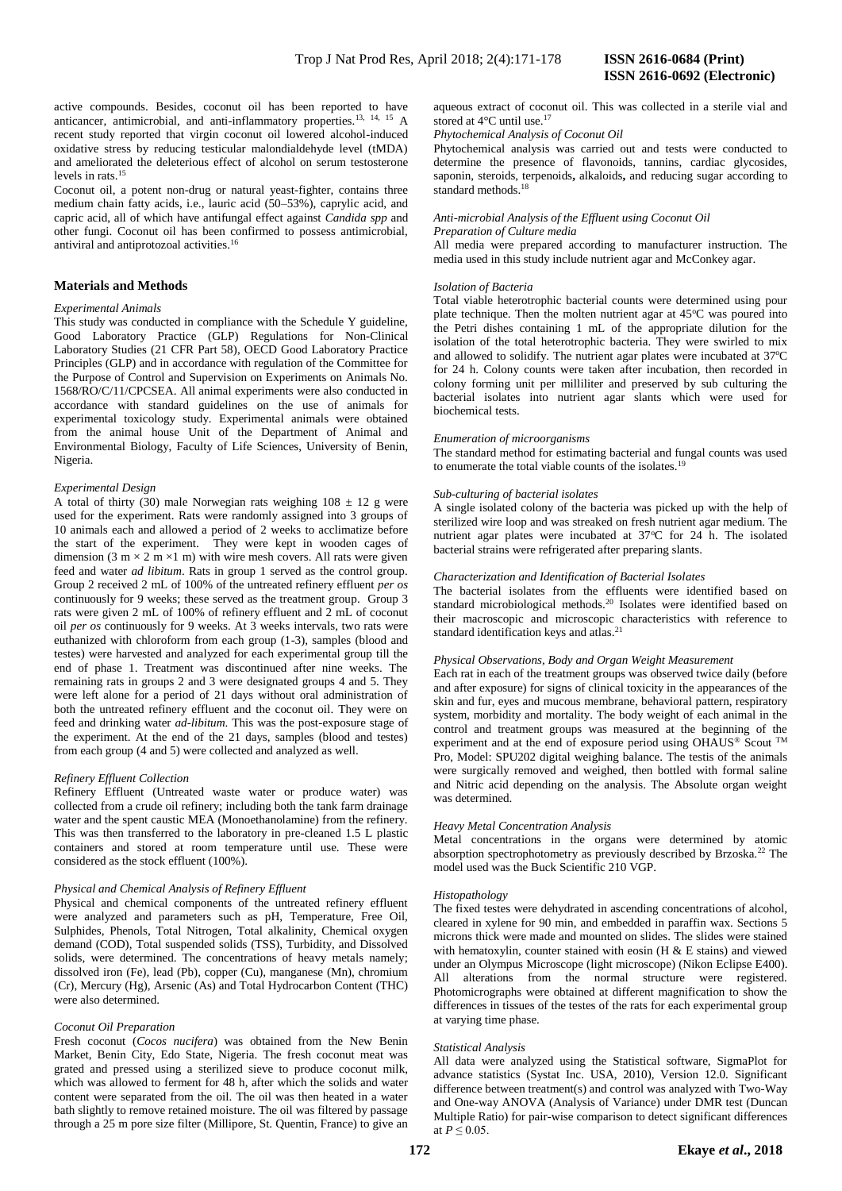active compounds. Besides, coconut oil has been reported to have anticancer, antimicrobial, and anti-inflammatory properties.[13, 14, 15] A recent study reported that virgin coconut oil lowered alcohol-induced oxidative stress by reducing testicular malondialdehyde level (tMDA) and ameliorated the deleterious effect of alcohol on serum testosterone levels in rats.[15]

Coconut oil, a potent non-drug or natural yeast-fighter, contains three medium chain fatty acids, i.e., lauric acid (50–53%), caprylic acid, and capric acid, all of which have antifungal effect against *Candida spp* and other fungi. Coconut oil has been confirmed to possess antimicrobial, antiviral and antiprotozoal activities.[16]

## Materials and Methods

*Experimental Animals*

This study was conducted in compliance with the Schedule Y guideline, Good Laboratory Practice (GLP) Regulations for Non-Clinical Laboratory Studies (21 CFR Part 58), OECD Good Laboratory Practice Principles (GLP) and in accordance with regulation of the Committee for the Purpose of Control and Supervision on Experiments on Animals No. 1568/RO/C/11/CPCSEA. All animal experiments were also conducted in accordance with standard guidelines on the use of animals for experimental toxicology study. Experimental animals were obtained from the animal house Unit of the Department of Animal and Environmental Biology, Faculty of Life Sciences, University of Benin, Nigeria.

*Experimental Design*

A total of thirty (30) male Norwegian rats weighing $108 \pm 12$ g were used for the experiment. Rats were randomly assigned into 3 groups of 10 animals each and allowed a period of 2 weeks to acclimatize before the start of the experiment. They were kept in wooden cages of dimension ($3\ m \times 2\ m \times 1\ m$) with wire mesh covers. All rats were given feed and water *ad libitum*. Rats in group 1 served as the control group. Group 2 received 2 mL of 100% of the untreated refinery effluent *per os* continuously for 9 weeks; these served as the treatment group. Group 3 rats were given 2 mL of 100% of refinery effluent and 2 mL of coconut oil *per os* continuously for 9 weeks. At 3 weeks intervals, two rats were euthanized with chloroform from each group (1-3), samples (blood and testes) were harvested and analyzed for each experimental group till the end of phase 1. Treatment was discontinued after nine weeks. The remaining rats in groups 2 and 3 were designated groups 4 and 5. They were left alone for a period of 21 days without oral administration of both the untreated refinery effluent and the coconut oil. They were on feed and drinking water *ad-libitum*. This was the post-exposure stage of the experiment. At the end of the 21 days, samples (blood and testes) from each group (4 and 5) were collected and analyzed as well.

*Refinery Effluent Collection*

Refinery Effluent (Untreated waste water or produce water) was collected from a crude oil refinery; including both the tank farm drainage water and the spent caustic MEA (Monoethanolamine) from the refinery. This was then transferred to the laboratory in pre-cleaned 1.5 L plastic containers and stored at room temperature until use. These were considered as the stock effluent (100%).

*Physical and Chemical Analysis of Refinery Effluent*

Physical and chemical components of the untreated refinery effluent were analyzed and parameters such as pH, Temperature, Free Oil, Sulphides, Phenols, Total Nitrogen, Total alkalinity, Chemical oxygen demand (COD), Total suspended solids (TSS), Turbidity, and Dissolved solids, were determined. The concentrations of heavy metals namely; dissolved iron (Fe), lead (Pb), copper (Cu), manganese (Mn), chromium (Cr), Mercury (Hg), Arsenic (As) and Total Hydrocarbon Content (THC) were also determined.

*Coconut Oil Preparation*

Fresh coconut (*Cocos nucifera*) was obtained from the New Benin Market, Benin City, Edo State, Nigeria. The fresh coconut meat was grated and pressed using a sterilized sieve to produce coconut milk, which was allowed to ferment for 48 h, after which the solids and water content were separated from the oil. The oil was then heated in a water bath slightly to remove retained moisture. The oil was filtered by passage through a 25 m pore size filter (Millipore, St. Quentin, France) to give an aqueous extract of coconut oil. This was collected in a sterile vial and stored at 4°C until use.[17]

*Phytochemical Analysis of Coconut Oil*

Phytochemical analysis was carried out and tests were conducted to determine the presence of flavonoids, tannins, cardiac glycosides, saponin, steroids, terpenoids, alkaloids, and reducing sugar according to standard methods.[18]

*Anti-microbial Analysis of the Effluent using Coconut Oil*

*Preparation of Culture media*

All media were prepared according to manufacturer instruction. The media used in this study include nutrient agar and McConkey agar.

*Isolation of Bacteria*

Total viable heterotrophic bacterial counts were determined using pour plate technique. Then the molten nutrient agar at 45°C was poured into the Petri dishes containing 1 mL of the appropriate dilution for the isolation of the total heterotrophic bacteria. They were swirled to mix and allowed to solidify. The nutrient agar plates were incubated at 37°C for 24 h. Colony counts were taken after incubation, then recorded in colony forming unit per milliliter and preserved by sub culturing the bacterial isolates into nutrient agar slants which were used for biochemical tests.

*Enumeration of microorganisms*

The standard method for estimating bacterial and fungal counts was used to enumerate the total viable counts of the isolates.[19]

*Sub-culturing of bacterial isolates*

A single isolated colony of the bacteria was picked up with the help of sterilized wire loop and was streaked on fresh nutrient agar medium. The nutrient agar plates were incubated at 37°C for 24 h. The isolated bacterial strains were refrigerated after preparing slants.

*Characterization and Identification of Bacterial Isolates*

The bacterial isolates from the effluents were identified based on standard microbiological methods.[20] Isolates were identified based on their macroscopic and microscopic characteristics with reference to standard identification keys and atlas.[21]

*Physical Observations, Body and Organ Weight Measurement*

Each rat in each of the treatment groups was observed twice daily (before and after exposure) for signs of clinical toxicity in the appearances of the skin and fur, eyes and mucous membrane, behavioral pattern, respiratory system, morbidity and mortality. The body weight of each animal in the control and treatment groups was measured at the beginning of the experiment and at the end of exposure period using OHAUS® Scout ™ Pro, Model: SPU202 digital weighing balance. The testis of the animals were surgically removed and weighed, then bottled with formal saline and Nitric acid depending on the analysis. The Absolute organ weight was determined.

*Heavy Metal Concentration Analysis*

Metal concentrations in the organs were determined by atomic absorption spectrophotometry as previously described by Brzoska.[22] The model used was the Buck Scientific 210 VGP.

*Histopathology*

The fixed testes were dehydrated in ascending concentrations of alcohol, cleared in xylene for 90 min, and embedded in paraffin wax. Sections 5 microns thick were made and mounted on slides. The slides were stained with hematoxylin, counter stained with eosin (H & E stains) and viewed under an Olympus Microscope (light microscope) (Nikon Eclipse E400). All alterations from the normal structure were registered. Photomicrographs were obtained at different magnification to show the differences in tissues of the testes of the rats for each experimental group at varying time phase.

*Statistical Analysis*

All data were analyzed using the Statistical software, SigmaPlot for advance statistics (Systat Inc. USA, 2010), Version 12.0. Significant difference between treatment(s) and control was analyzed with Two-Way and One-way ANOVA (Analysis of Variance) under DMR test (Duncan Multiple Ratio) for pair-wise comparison to detect significant differences at $P \leq 0.05$.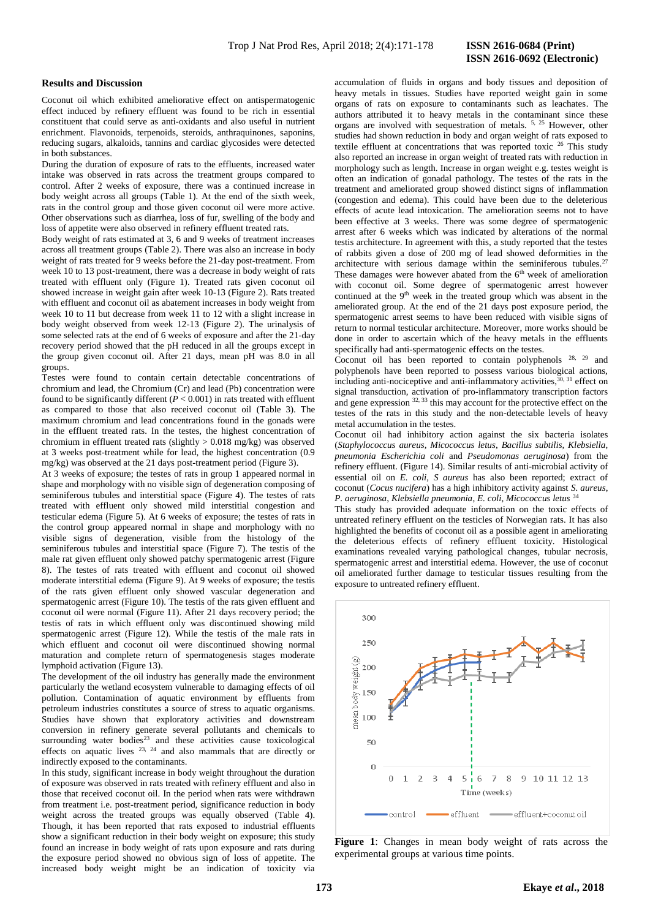## Results and Discussion

Coconut oil which exhibited ameliorative effect on antispermatogenic effect induced by refinery effluent was found to be rich in essential constituent that could serve as anti-oxidants and also useful in nutrient enrichment. Flavonoids, terpenoids, steroids, anthraquinones, saponins, reducing sugars, alkaloids, tannins and cardiac glycosides were detected in both substances.

During the duration of exposure of rats to the effluents, increased water intake was observed in rats across the treatment groups compared to control. After 2 weeks of exposure, there was a continued increase in body weight across all groups (Table 1). At the end of the sixth week, rats in the control group and those given coconut oil were more active. Other observations such as diarrhea, loss of fur, swelling of the body and loss of appetite were also observed in refinery effluent treated rats.

Body weight of rats estimated at 3, 6 and 9 weeks of treatment increases across all treatment groups (Table 2). There was also an increase in body weight of rats treated for 9 weeks before the 21-day post-treatment. From week 10 to 13 post-treatment, there was a decrease in body weight of rats treated with effluent only (Figure 1). Treated rats given coconut oil showed increase in weight gain after week 10-13 (Figure 2). Rats treated with effluent and coconut oil as abatement increases in body weight from week 10 to 11 but decrease from week 11 to 12 with a slight increase in body weight observed from week 12-13 (Figure 2). The urinalysis of some selected rats at the end of 6 weeks of exposure and after the 21-day recovery period showed that the pH reduced in all the groups except in the group given coconut oil. After 21 days, mean pH was 8.0 in all groups.

Testes were found to contain certain detectable concentrations of chromium and lead, the Chromium (Cr) and lead (Pb) concentration were found to be significantly different ($P < 0.001$) in rats treated with effluent as compared to those that also received coconut oil (Table 3). The maximum chromium and lead concentrations found in the gonads were in the effluent treated rats. In the testes, the highest concentration of chromium in effluent treated rats (slightly > 0.018 mg/kg) was observed at 3 weeks post-treatment while for lead, the highest concentration (0.9 mg/kg) was observed at the 21 days post-treatment period (Figure 3).

At 3 weeks of exposure; the testes of rats in group 1 appeared normal in shape and morphology with no visible sign of degeneration composing of seminiferous tubules and interstitial space (Figure 4). The testes of rats treated with effluent only showed mild interstitial congestion and testicular edema (Figure 5). At 6 weeks of exposure; the testes of rats in the control group appeared normal in shape and morphology with no visible signs of degeneration, visible from the histology of the seminiferous tubules and interstitial space (Figure 7). The testis of the male rat given effluent only showed patchy spermatogenic arrest (Figure 8). The testes of rats treated with effluent and coconut oil showed moderate interstitial edema (Figure 9). At 9 weeks of exposure; the testis of the rats given effluent only showed vascular degeneration and spermatogenic arrest (Figure 10). The testis of the rats given effluent and coconut oil were normal (Figure 11). After 21 days recovery period; the testis of rats in which effluent only was discontinued showing mild spermatogenic arrest (Figure 12). While the testis of the male rats in which effluent and coconut oil were discontinued showing normal maturation and complete return of spermatogenesis stages moderate lymphoid activation (Figure 13).

The development of the oil industry has generally made the environment particularly the wetland ecosystem vulnerable to damaging effects of oil pollution. Contamination of aquatic environment by effluents from petroleum industries constitutes a source of stress to aquatic organisms. Studies have shown that exploratory activities and downstream conversion in refinery generate several pollutants and chemicals to surrounding water bodies[23] and these activities cause toxicological effects on aquatic lives [23, 24] and also mammals that are directly or indirectly exposed to the contaminants.

In this study, significant increase in body weight throughout the duration of exposure was observed in rats treated with refinery effluent and also in those that received coconut oil. In the period when rats were withdrawn from treatment i.e. post-treatment period, significance reduction in body weight across the treated groups was equally observed (Table 4). Though, it has been reported that rats exposed to industrial effluents show a significant reduction in their body weight on exposure; this study found an increase in body weight of rats upon exposure and rats during the exposure period showed no obvious sign of loss of appetite. The increased body weight might be an indication of toxicity via accumulation of fluids in organs and body tissues and deposition of heavy metals in tissues. Studies have reported weight gain in some organs of rats on exposure to contaminants such as leachates. The authors attributed it to heavy metals in the contaminant since these organs are involved with sequestration of metals. [5, 25] However, other studies had shown reduction in body and organ weight of rats exposed to textile effluent at concentrations that was reported toxic [26] This study also reported an increase in organ weight of treated rats with reduction in morphology such as length. Increase in organ weight e.g. testes weight is often an indication of gonadal pathology. The testes of the rats in the treatment and ameliorated group showed distinct signs of inflammation (congestion and edema). This could have been due to the deleterious effects of acute lead intoxication. The amelioration seems not to have been effective at 3 weeks. There was some degree of spermatogenic arrest after 6 weeks which was indicated by alterations of the normal testis architecture. In agreement with this, a study reported that the testes of rabbits given a dose of 200 mg of lead showed deformities in the architecture with serious damage within the seminiferous tubules.[27] These damages were however abated from the 6th week of amelioration with coconut oil. Some degree of spermatogenic arrest however continued at the 9th week in the treated group which was absent in the ameliorated group. At the end of the 21 days post exposure period, the spermatogenic arrest seems to have been reduced with visible signs of return to normal testicular architecture. Moreover, more works should be done in order to ascertain which of the heavy metals in the effluents specifically had anti-spermatogenic effects on the testes.

Coconut oil has been reported to contain polyphenols [28, 29] and polyphenols have been reported to possess various biological actions, including anti-nociceptive and anti-inflammatory activities,[30, 31] effect on signal transduction, activation of pro-inflammatory transcription factors and gene expression [32, 33] this may account for the protective effect on the testes of the rats in this study and the non-detectable levels of heavy metal accumulation in the testes.

Coconut oil had inhibitory action against the six bacteria isolates (*Staphylococcus aureus, Micococcus letus, Bacillus subtilis, Klebsiella, pneumonia Escherichia coli* and *Pseudomonas aeruginosa*) from the refinery effluent. (Figure 14). Similar results of anti-microbial activity of essential oil on *E. coli, S aureus* has also been reported; extract of coconut (*Cocus nucifera*) has a high inhibitory activity against *S. aureus, P. aeruginosa, Klebsiella pneumonia, E. coli, Micococcus letus* [34]

This study has provided adequate information on the toxic effects of untreated refinery effluent on the testicles of Norwegian rats. It has also highlighted the benefits of coconut oil as a possible agent in ameliorating the deleterious effects of refinery effluent toxicity. Histological examinations revealed varying pathological changes, tubular necrosis, spermatogenic arrest and interstitial edema. However, the use of coconut oil ameliorated further damage to testicular tissues resulting from the exposure to untreated refinery effluent.

**Figure 1**: Changes in mean body weight of rats across the experimental groups at various time points.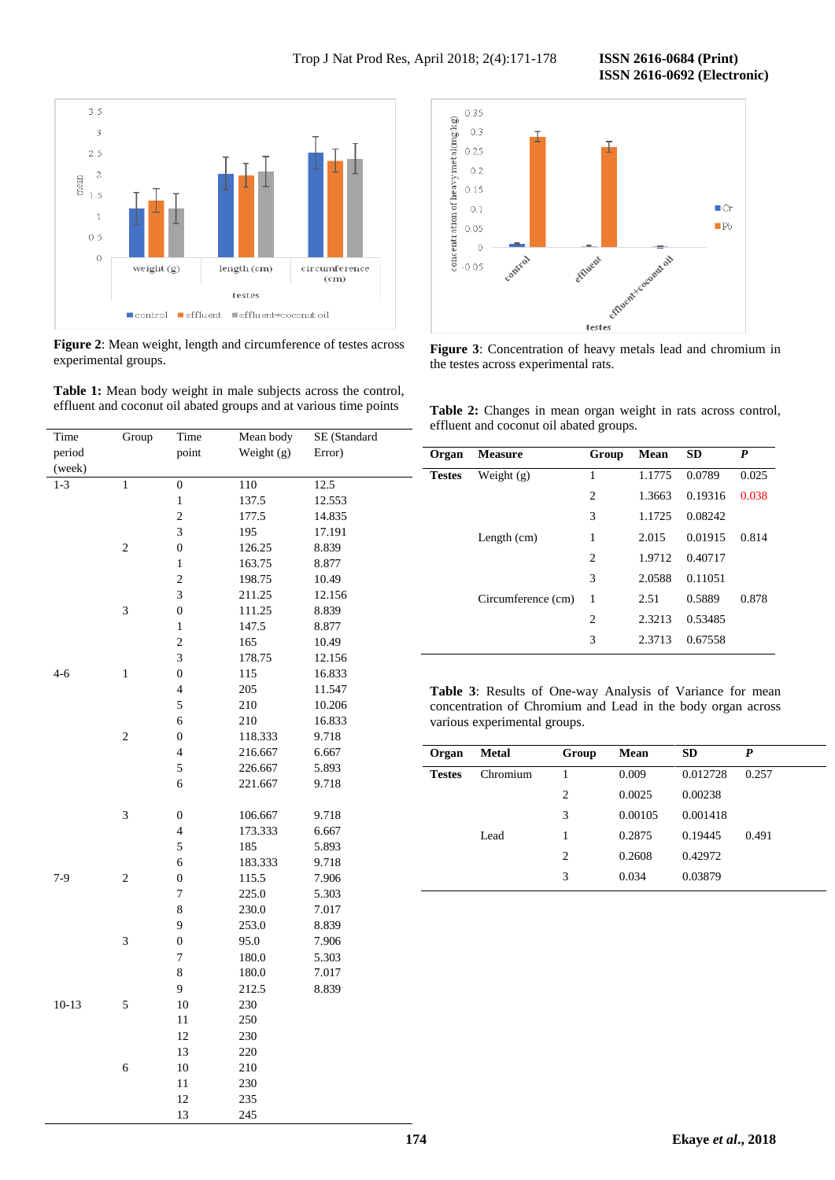**Figure 2**: Mean weight, length and circumference of testes across experimental groups.

**Figure 3**: Concentration of heavy metals lead and chromium in the testes across experimental rats.

**Table 1:** Mean body weight in male subjects across the control, effluent and coconut oil abated groups and at various time points

| Time period (week) | Group | Time point | Mean body Weight (g) | SE (Standard Error) |
|---|---|---|---|---|
| 1-3 | 1 | 0 | 110 | 12.5 |
| | | 1 | 137.5 | 12.553 |
| | | 2 | 177.5 | 14.835 |
| | | 3 | 195 | 17.191 |
| | 2 | 0 | 126.25 | 8.839 |
| | | 1 | 163.75 | 8.877 |
| | | 2 | 198.75 | 10.49 |
| | | 3 | 211.25 | 12.156 |
| | 3 | 0 | 111.25 | 8.839 |
| | | 1 | 147.5 | 8.877 |
| | | 2 | 165 | 10.49 |
| | | 3 | 178.75 | 12.156 |
| 4-6 | 1 | 0 | 115 | 16.833 |
| | | 4 | 205 | 11.547 |
| | | 5 | 210 | 10.206 |
| | | 6 | 210 | 16.833 |
| | 2 | 0 | 118.333 | 9.718 |
| | | 4 | 216.667 | 6.667 |
| | | 5 | 226.667 | 5.893 |
| | | 6 | 221.667 | 9.718 |
| | 3 | 0 | 106.667 | 9.718 |
| | | 4 | 173.333 | 6.667 |
| | | 5 | 185 | 5.893 |
| | | 6 | 183.333 | 9.718 |
| 7-9 | 2 | 0 | 115.5 | 7.906 |
| | | 7 | 225.0 | 5.303 |
| | | 8 | 230.0 | 7.017 |
| | | 9 | 253.0 | 8.839 |
| | 3 | 0 | 95.0 | 7.906 |
| | | 7 | 180.0 | 5.303 |
| | | 8 | 180.0 | 7.017 |
| | | 9 | 212.5 | 8.839 |
| 10-13 | 5 | 10 | 230 | |
| | | 11 | 250 | |
| | | 12 | 230 | |
| | | 13 | 220 | |
| | 6 | 10 | 210 | |
| | | 11 | 230 | |
| | | 12 | 235 | |
| | | 13 | 245 | |

**Table 2:** Changes in mean organ weight in rats across control, effluent and coconut oil abated groups.

| Organ | Measure | Group | Mean | SD | *P* |
|---|---|---|---|---|---|
| **Testes** | Weight (g) | 1 | 1.1775 | 0.0789 | 0.025 |
| | | 2 | 1.3663 | 0.19316 | 0.038 |
| | | 3 | 1.1725 | 0.08242 | |
| | Length (cm) | 1 | 2.015 | 0.01915 | 0.814 |
| | | 2 | 1.9712 | 0.40717 | |
| | | 3 | 2.0588 | 0.11051 | |
| | Circumference (cm) | 1 | 2.51 | 0.5889 | 0.878 |
| | | 2 | 2.3213 | 0.53485 | |
| | | 3 | 2.3713 | 0.67558 | |

**Table 3**: Results of One-way Analysis of Variance for mean concentration of Chromium and Lead in the body organ across various experimental groups.

| Organ | Metal | Group | Mean | SD | *P* |
|---|---|---|---|---|---|
| **Testes** | Chromium | 1 | 0.009 | 0.012728 | 0.257 |
| | | 2 | 0.0025 | 0.00238 | |
| | | 3 | 0.00105 | 0.001418 | |
| | Lead | 1 | 0.2875 | 0.19445 | 0.491 |
| | | 2 | 0.2608 | 0.42972 | |
| | | 3 | 0.034 | 0.03879 | |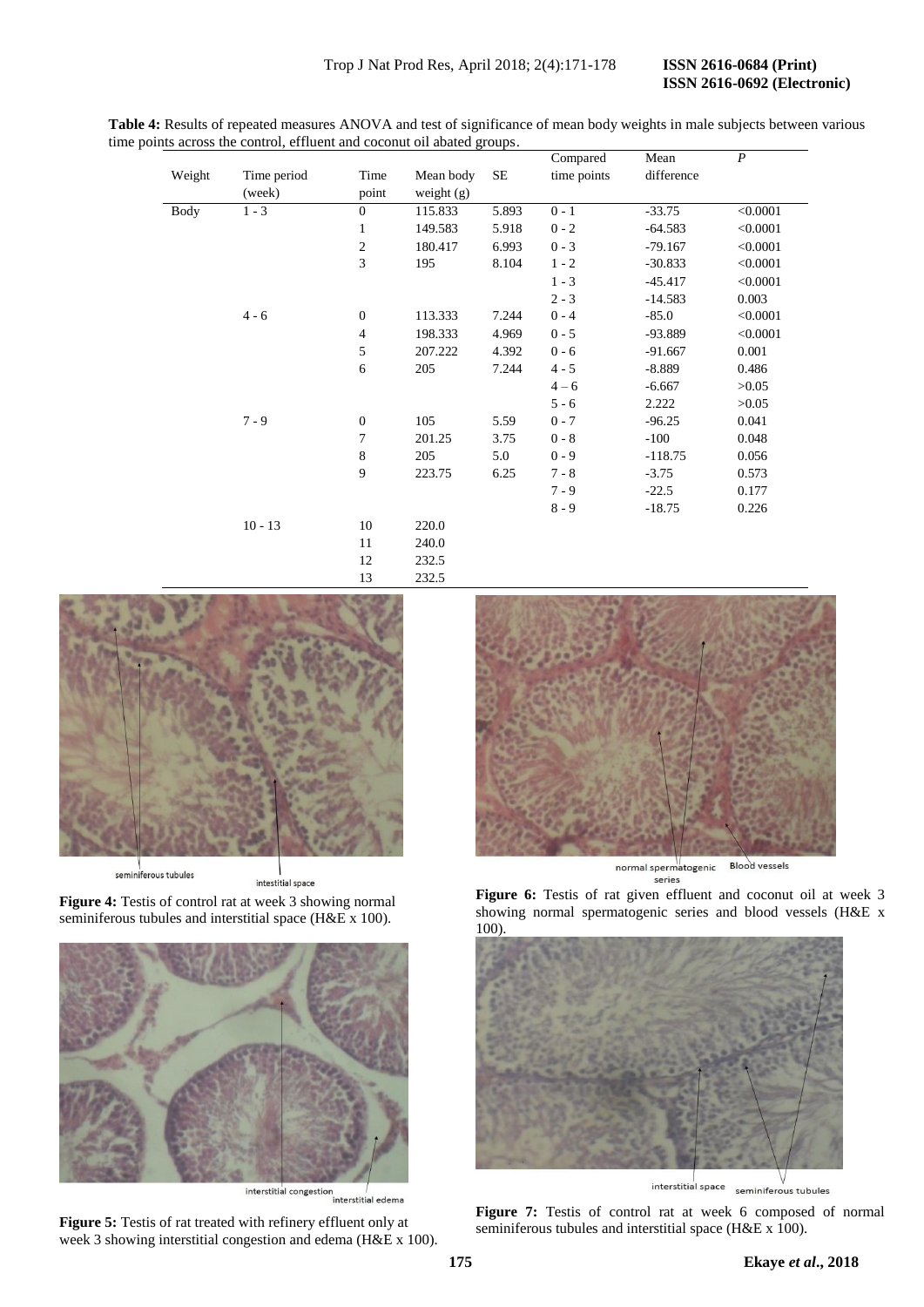**Table 4:** Results of repeated measures ANOVA and test of significance of mean body weights in male subjects between various time points across the control, effluent and coconut oil abated groups.

| Weight | Time period (week) | Time point | Mean body weight (g) | SE | Compared time points | Mean difference | *P* |
|---|---|---|---|---|---|---|---|
| Body | 1 - 3 | 0 | 115.833 | 5.893 | 0 - 1 | -33.75 | <0.0001 |
| | | 1 | 149.583 | 5.918 | 0 - 2 | -64.583 | <0.0001 |
| | | 2 | 180.417 | 6.993 | 0 - 3 | -79.167 | <0.0001 |
| | | 3 | 195 | 8.104 | 1 - 2 | -30.833 | <0.0001 |
| | | | | | 1 - 3 | -45.417 | <0.0001 |
| | | | | | 2 - 3 | -14.583 | 0.003 |
| | 4 - 6 | 0 | 113.333 | 7.244 | 0 - 4 | -85.0 | <0.0001 |
| | | 4 | 198.333 | 4.969 | 0 - 5 | -93.889 | <0.0001 |
| | | 5 | 207.222 | 4.392 | 0 - 6 | -91.667 | 0.001 |
| | | 6 | 205 | 7.244 | 4 - 5 | -8.889 | 0.486 |
| | | | | | 4 – 6 | -6.667 | >0.05 |
| | | | | | 5 - 6 | 2.222 | >0.05 |
| | 7 - 9 | 0 | 105 | 5.59 | 0 - 7 | -96.25 | 0.041 |
| | | 7 | 201.25 | 3.75 | 0 - 8 | -100 | 0.048 |
| | | 8 | 205 | 5.0 | 0 - 9 | -118.75 | 0.056 |
| | | 9 | 223.75 | 6.25 | 7 - 8 | -3.75 | 0.573 |
| | | | | | 7 - 9 | -22.5 | 0.177 |
| | | | | | 8 - 9 | -18.75 | 0.226 |
| | 10 - 13 | 10 | 220.0 | | | | |
| | | 11 | 240.0 | | | | |
| | | 12 | 232.5 | | | | |
| | | 13 | 232.5 | | | | |

**Figure 4:** Testis of control rat at week 3 showing normal seminiferous tubules and interstitial space (H&E x 100).

**Figure 5:** Testis of rat treated with refinery effluent only at week 3 showing interstitial congestion and edema (H&E x 100).

**Figure 6:** Testis of rat given effluent and coconut oil at week 3 showing normal spermatogenic series and blood vessels (H&E x 100).

**Figure 7:** Testis of control rat at week 6 composed of normal seminiferous tubules and interstitial space (H&E x 100).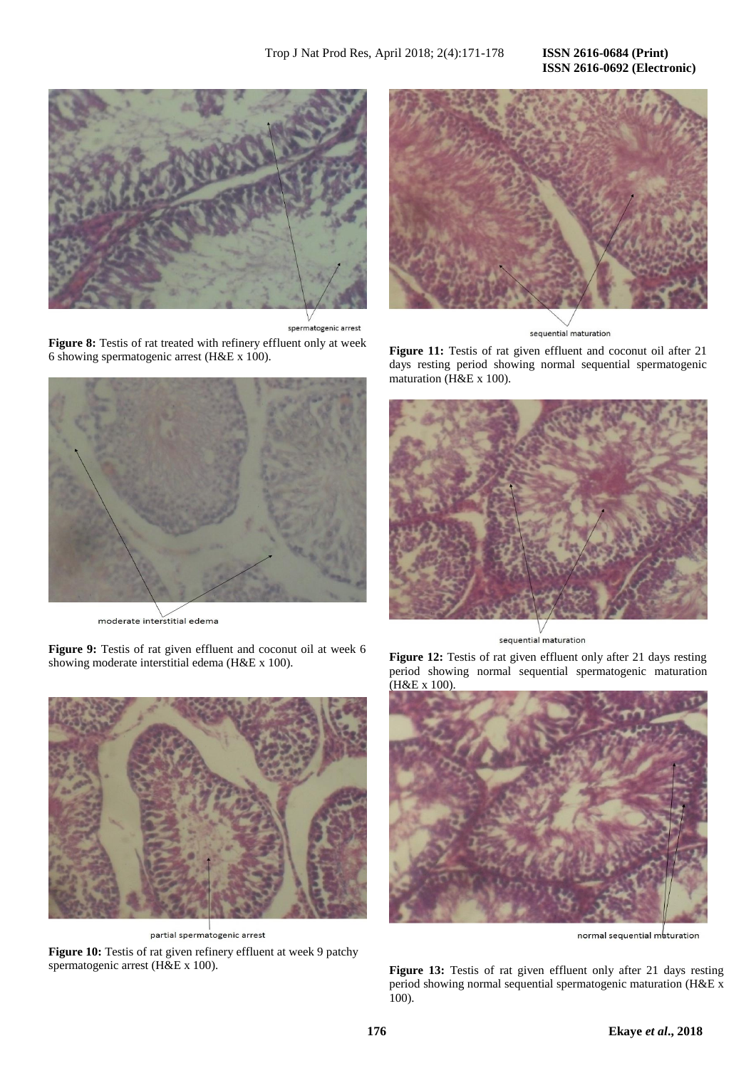spermatogenic arrest

**Figure 8:** Testis of rat treated with refinery effluent only at week 6 showing spermatogenic arrest (H&E x 100).

moderate interstitial edema

**Figure 9:** Testis of rat given effluent and coconut oil at week 6 showing moderate interstitial edema (H&E x 100).

partial spermatogenic arrest

**Figure 10:** Testis of rat given refinery effluent at week 9 patchy spermatogenic arrest (H&E x 100).

sequential maturation

**Figure 11:** Testis of rat given effluent and coconut oil after 21 days resting period showing normal sequential spermatogenic maturation (H&E x 100).

sequential maturation

**Figure 12:** Testis of rat given effluent only after 21 days resting period showing normal sequential spermatogenic maturation (H&E x 100).

normal sequential maturation

**Figure 13:** Testis of rat given effluent only after 21 days resting period showing normal sequential spermatogenic maturation (H&E x 100).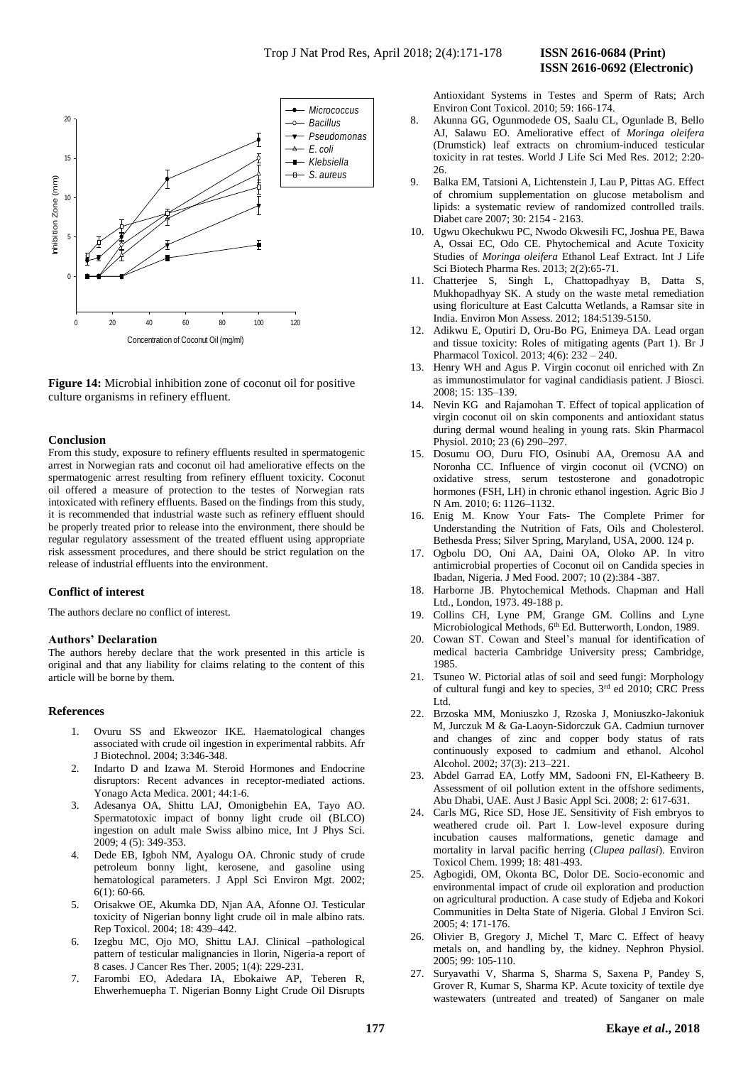**Figure 14:** Microbial inhibition zone of coconut oil for positive culture organisms in refinery effluent.

### Conclusion

From this study, exposure to refinery effluents resulted in spermatogenic arrest in Norwegian rats and coconut oil had ameliorative effects on the spermatogenic arrest resulting from refinery effluent toxicity. Coconut oil offered a measure of protection to the testes of Norwegian rats intoxicated with refinery effluents. Based on the findings from this study, it is recommended that industrial waste such as refinery effluent should be properly treated prior to release into the environment, there should be regular regulatory assessment of the treated effluent using appropriate risk assessment procedures, and there should be strict regulation on the release of industrial effluents into the environment.

### Conflict of interest

The authors declare no conflict of interest.

### Authors' Declaration

The authors hereby declare that the work presented in this article is original and that any liability for claims relating to the content of this article will be borne by them.

### References

1. Ovuru SS and Ekweozor IKE. Haematological changes associated with crude oil ingestion in experimental rabbits. Afr J Biotechnol. 2004; 3:346-348.
2. Indarto D and Izawa M. Steroid Hormones and Endocrine disruptors: Recent advances in receptor-mediated actions. Yonago Acta Medica. 2001; 44:1-6.
3. Adesanya OA, Shittu LAJ, Omonigbehin EA, Tayo AO. Spermatotoxic impact of bonny light crude oil (BLCO) ingestion on adult male Swiss albino mice, Int J Phys Sci. 2009; 4 (5): 349-353.
4. Dede EB, Igboh NM, Ayalogu OA. Chronic study of crude petroleum bonny light, kerosene, and gasoline using hematological parameters. J Appl Sci Environ Mgt. 2002; 6(1): 60-66.
5. Orisakwe OE, Akumka DD, Njan AA, Afonne OJ. Testicular toxicity of Nigerian bonny light crude oil in male albino rats. Rep Toxicol. 2004; 18: 439–442.
6. Izegbu MC, Ojo MO, Shittu LAJ. Clinical –pathological pattern of testicular malignancies in Ilorin, Nigeria-a report of 8 cases. J Cancer Res Ther. 2005; 1(4): 229-231.
7. Farombi EO, Adedara IA, Ebokaiwe AP, Teberen R, Ehwerhemuepha T. Nigerian Bonny Light Crude Oil Disrupts Antioxidant Systems in Testes and Sperm of Rats; Arch Environ Cont Toxicol. 2010; 59: 166-174.
8. Akunna GG, Ogunmodede OS, Saalu CL, Ogunlade B, Bello AJ, Salawu EO. Ameliorative effect of *Moringa oleifera* (Drumstick) leaf extracts on chromium-induced testicular toxicity in rat testes. World J Life Sci Med Res. 2012; 2:20-26.
9. Balka EM, Tatsioni A, Lichtenstein J, Lau P, Pittas AG. Effect of chromium supplementation on glucose metabolism and lipids: a systematic review of randomized controlled trails. Diabet care 2007; 30: 2154 - 2163.
10. Ugwu Okechukwu PC, Nwodo Okwesili FC, Joshua PE, Bawa A, Ossai EC, Odo CE. Phytochemical and Acute Toxicity Studies of *Moringa oleifera* Ethanol Leaf Extract. Int J Life Sci Biotech Pharma Res. 2013; 2(2):65-71.
11. Chatterjee S, Singh L, Chattopadhyay B, Datta S, Mukhopadhyay SK. A study on the waste metal remediation using floriculture at East Calcutta Wetlands, a Ramsar site in India. Environ Mon Assess. 2012; 184:5139-5150.
12. Adikwu E, Oputiri D, Oru-Bo PG, Enimeya DA. Lead organ and tissue toxicity: Roles of mitigating agents (Part 1). Br J Pharmacol Toxicol. 2013; 4(6): 232 – 240.
13. Henry WH and Agus P. Virgin coconut oil enriched with Zn as immunostimulator for vaginal candidiasis patient. J Biosci. 2008; 15: 135–139.
14. Nevin KG and Rajamohan T. Effect of topical application of virgin coconut oil on skin components and antioxidant status during dermal wound healing in young rats. Skin Pharmacol Physiol. 2010; 23 (6) 290–297.
15. Dosumu OO, Duru FIO, Osinubi AA, Oremosu AA and Noronha CC. Influence of virgin coconut oil (VCNO) on oxidative stress, serum testosterone and gonadotropic hormones (FSH, LH) in chronic ethanol ingestion. Agric Bio J N Am. 2010; 6: 1126–1132.
16. Enig M. Know Your Fats- The Complete Primer for Understanding the Nutrition of Fats, Oils and Cholesterol. Bethesda Press; Silver Spring, Maryland, USA, 2000. 124 p.
17. Ogbolu DO, Oni AA, Daini OA, Oloko AP. In vitro antimicrobial properties of Coconut oil on Candida species in Ibadan, Nigeria. J Med Food. 2007; 10 (2):384 -387.
18. Harborne JB. Phytochemical Methods. Chapman and Hall Ltd., London, 1973. 49-188 p.
19. Collins CH, Lyne PM, Grange GM. Collins and Lyne Microbiological Methods, 6th Ed. Butterworth, London, 1989.
20. Cowan ST. Cowan and Steel's manual for identification of medical bacteria Cambridge University press; Cambridge, 1985.
21. Tsuneo W. Pictorial atlas of soil and seed fungi: Morphology of cultural fungi and key to species, 3rd ed 2010; CRC Press Ltd.
22. Brzoska MM, Moniuszko J, Rzoska J, Moniuszko-Jakoniuk M, Jurczuk M & Ga-Laoyn-Sidorczuk GA. Cadmiun turnover and changes of zinc and copper body status of rats continuously exposed to cadmium and ethanol. Alcohol Alcohol. 2002; 37(3): 213–221.
23. Abdel Garrad EA, Lotfy MM, Sadooni FN, El-Katheery B. Assessment of oil pollution extent in the offshore sediments, Abu Dhabi, UAE. Aust J Basic Appl Sci. 2008; 2: 617-631.
24. Carls MG, Rice SD, Hose JE. Sensitivity of Fish embryos to weathered crude oil. Part I. Low-level exposure during incubation causes malformations, genetic damage and mortality in larval pacific herring (*Clupea pallasi*). Environ Toxicol Chem. 1999; 18: 481-493.
25. Agbogidi, OM, Okonta BC, Dolor DE. Socio-economic and environmental impact of crude oil exploration and production on agricultural production. A case study of Edjeba and Kokori Communities in Delta State of Nigeria. Global J Environ Sci. 2005; 4: 171-176.
26. Olivier B, Gregory J, Michel T, Marc C. Effect of heavy metals on, and handling by, the kidney. Nephron Physiol. 2005; 99: 105-110.
27. Suryavathi V, Sharma S, Sharma S, Saxena P, Pandey S, Grover R, Kumar S, Sharma KP. Acute toxicity of textile dye wastewaters (untreated and treated) of Sanganer on male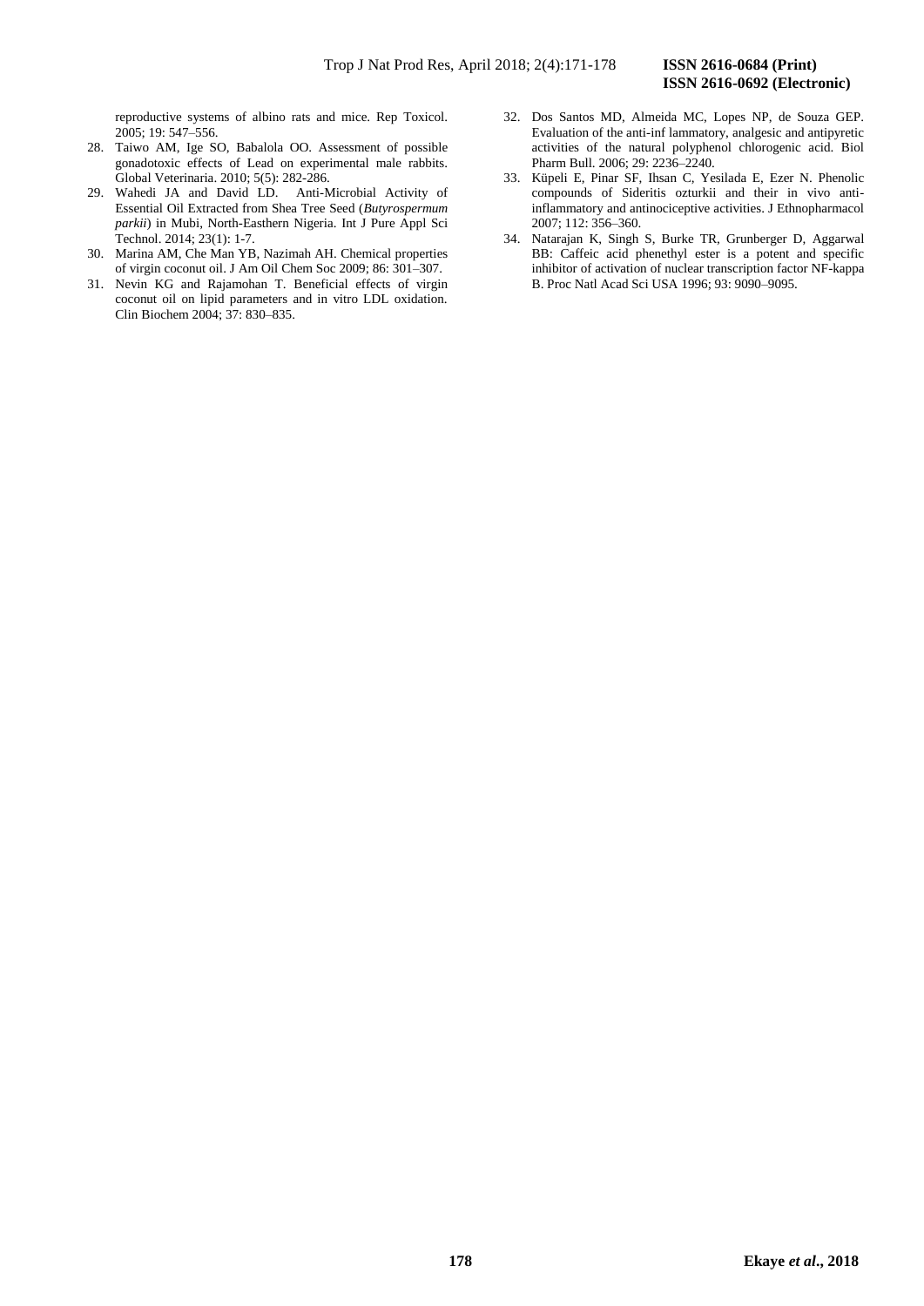reproductive systems of albino rats and mice. Rep Toxicol. 2005; 19: 547–556.

28. Taiwo AM, Ige SO, Babalola OO. Assessment of possible gonadotoxic effects of Lead on experimental male rabbits. Global Veterinaria. 2010; 5(5): 282-286.
29. Wahedi JA and David LD. Anti-Microbial Activity of Essential Oil Extracted from Shea Tree Seed (*Butyrospermum parkii*) in Mubi, North-Easthern Nigeria. Int J Pure Appl Sci Technol. 2014; 23(1): 1-7.
30. Marina AM, Che Man YB, Nazimah AH. Chemical properties of virgin coconut oil. J Am Oil Chem Soc 2009; 86: 301–307.
31. Nevin KG and Rajamohan T. Beneficial effects of virgin coconut oil on lipid parameters and in vitro LDL oxidation. Clin Biochem 2004; 37: 830–835.
32. Dos Santos MD, Almeida MC, Lopes NP, de Souza GEP. Evaluation of the anti-inf lammatory, analgesic and antipyretic activities of the natural polyphenol chlorogenic acid. Biol Pharm Bull. 2006; 29: 2236–2240.
33. Küpeli E, Pinar SF, Ihsan C, Yesilada E, Ezer N. Phenolic compounds of Sideritis ozturkii and their in vivo anti-inflammatory and antinociceptive activities. J Ethnopharmacol 2007; 112: 356–360.
34. Natarajan K, Singh S, Burke TR, Grunberger D, Aggarwal BB: Caffeic acid phenethyl ester is a potent and specific inhibitor of activation of nuclear transcription factor NF-kappa B. Proc Natl Acad Sci USA 1996; 93: 9090–9095.